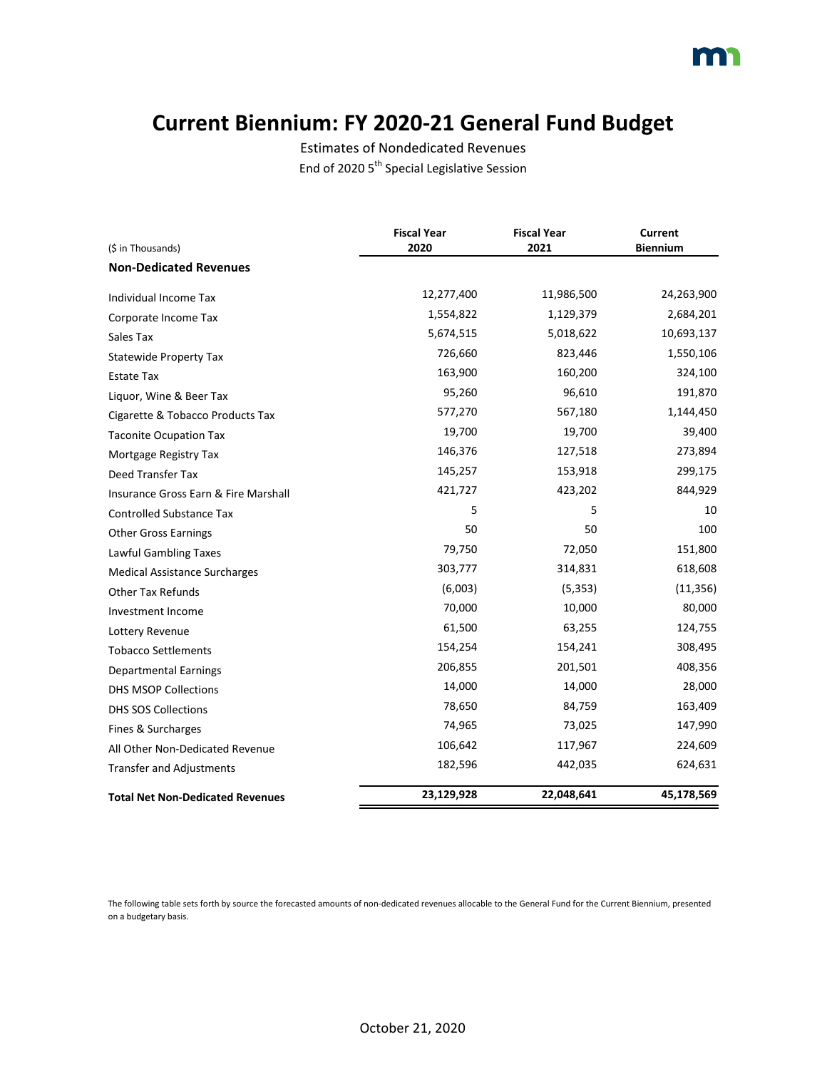# Current Biennium: FY 2020-21 General Fund Budget

Estimates of Nondedicated Revenues

End of 2020 5th Special Legislative Session

| ($ in Thousands) | Fiscal Year 2020 | Fiscal Year 2021 | Current Biennium |
|---|---|---|---|
| **Non-Dedicated Revenues** | | | |
| Individual Income Tax | 12,277,400 | 11,986,500 | 24,263,900 |
| Corporate Income Tax | 1,554,822 | 1,129,379 | 2,684,201 |
| Sales Tax | 5,674,515 | 5,018,622 | 10,693,137 |
| Statewide Property Tax | 726,660 | 823,446 | 1,550,106 |
| Estate Tax | 163,900 | 160,200 | 324,100 |
| Liquor, Wine & Beer Tax | 95,260 | 96,610 | 191,870 |
| Cigarette & Tobacco Products Tax | 577,270 | 567,180 | 1,144,450 |
| Taconite Ocupation Tax | 19,700 | 19,700 | 39,400 |
| Mortgage Registry Tax | 146,376 | 127,518 | 273,894 |
| Deed Transfer Tax | 145,257 | 153,918 | 299,175 |
| Insurance Gross Earn & Fire Marshall | 421,727 | 423,202 | 844,929 |
| Controlled Substance Tax | 5 | 5 | 10 |
| Other Gross Earnings | 50 | 50 | 100 |
| Lawful Gambling Taxes | 79,750 | 72,050 | 151,800 |
| Medical Assistance Surcharges | 303,777 | 314,831 | 618,608 |
| Other Tax Refunds | (6,003) | (5,353) | (11,356) |
| Investment Income | 70,000 | 10,000 | 80,000 |
| Lottery Revenue | 61,500 | 63,255 | 124,755 |
| Tobacco Settlements | 154,254 | 154,241 | 308,495 |
| Departmental Earnings | 206,855 | 201,501 | 408,356 |
| DHS MSOP Collections | 14,000 | 14,000 | 28,000 |
| DHS SOS Collections | 78,650 | 84,759 | 163,409 |
| Fines & Surcharges | 74,965 | 73,025 | 147,990 |
| All Other Non-Dedicated Revenue | 106,642 | 117,967 | 224,609 |
| Transfer and Adjustments | 182,596 | 442,035 | 624,631 |
| **Total Net Non-Dedicated Revenues** | **23,129,928** | **22,048,641** | **45,178,569** |

The following table sets forth by source the forecasted amounts of non-dedicated revenues allocable to the General Fund for the Current Biennium, presented on a budgetary basis.

October 21, 2020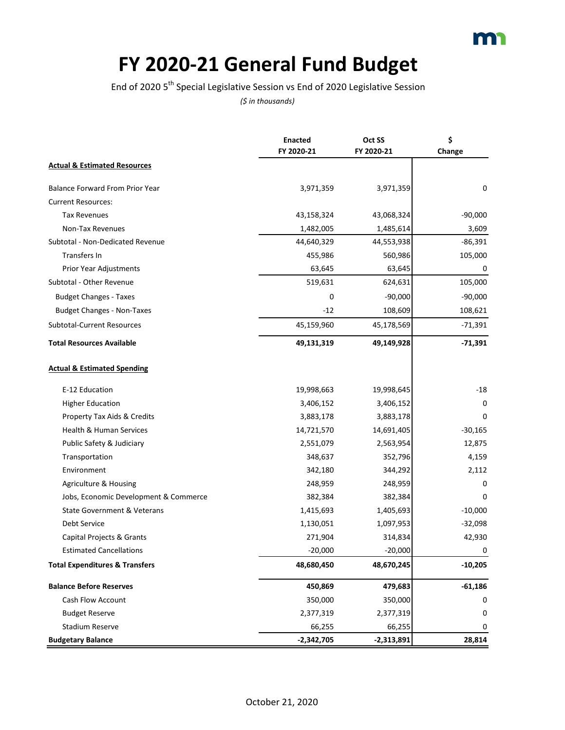# FY 2020-21 General Fund Budget

End of 2020 5th Special Legislative Session vs End of 2020 Legislative Session

*($ in thousands)*

| | Enacted FY 2020-21 | Oct SS FY 2020-21 | $ Change |
|---|---|---|---|
| **Actual & Estimated Resources** | | | |
| Balance Forward From Prior Year | 3,971,359 | 3,971,359 | 0 |
| Current Resources: | | | |
| Tax Revenues | 43,158,324 | 43,068,324 | -90,000 |
| Non-Tax Revenues | 1,482,005 | 1,485,614 | 3,609 |
| Subtotal - Non-Dedicated Revenue | 44,640,329 | 44,553,938 | -86,391 |
| Transfers In | 455,986 | 560,986 | 105,000 |
| Prior Year Adjustments | 63,645 | 63,645 | 0 |
| Subtotal - Other Revenue | 519,631 | 624,631 | 105,000 |
| Budget Changes - Taxes | 0 | -90,000 | -90,000 |
| Budget Changes - Non-Taxes | -12 | 108,609 | 108,621 |
| Subtotal-Current Resources | 45,159,960 | 45,178,569 | -71,391 |
| **Total Resources Available** | **49,131,319** | **49,149,928** | **-71,391** |
| **Actual & Estimated Spending** | | | |
| E-12 Education | 19,998,663 | 19,998,645 | -18 |
| Higher Education | 3,406,152 | 3,406,152 | 0 |
| Property Tax Aids & Credits | 3,883,178 | 3,883,178 | 0 |
| Health & Human Services | 14,721,570 | 14,691,405 | -30,165 |
| Public Safety & Judiciary | 2,551,079 | 2,563,954 | 12,875 |
| Transportation | 348,637 | 352,796 | 4,159 |
| Environment | 342,180 | 344,292 | 2,112 |
| Agriculture & Housing | 248,959 | 248,959 | 0 |
| Jobs, Economic Development & Commerce | 382,384 | 382,384 | 0 |
| State Government & Veterans | 1,415,693 | 1,405,693 | -10,000 |
| Debt Service | 1,130,051 | 1,097,953 | -32,098 |
| Capital Projects & Grants | 271,904 | 314,834 | 42,930 |
| Estimated Cancellations | -20,000 | -20,000 | 0 |
| **Total Expenditures & Transfers** | **48,680,450** | **48,670,245** | **-10,205** |
| **Balance Before Reserves** | **450,869** | **479,683** | **-61,186** |
| Cash Flow Account | 350,000 | 350,000 | 0 |
| Budget Reserve | 2,377,319 | 2,377,319 | 0 |
| Stadium Reserve | 66,255 | 66,255 | 0 |
| **Budgetary Balance** | **-2,342,705** | **-2,313,891** | **28,814** |

October 21, 2020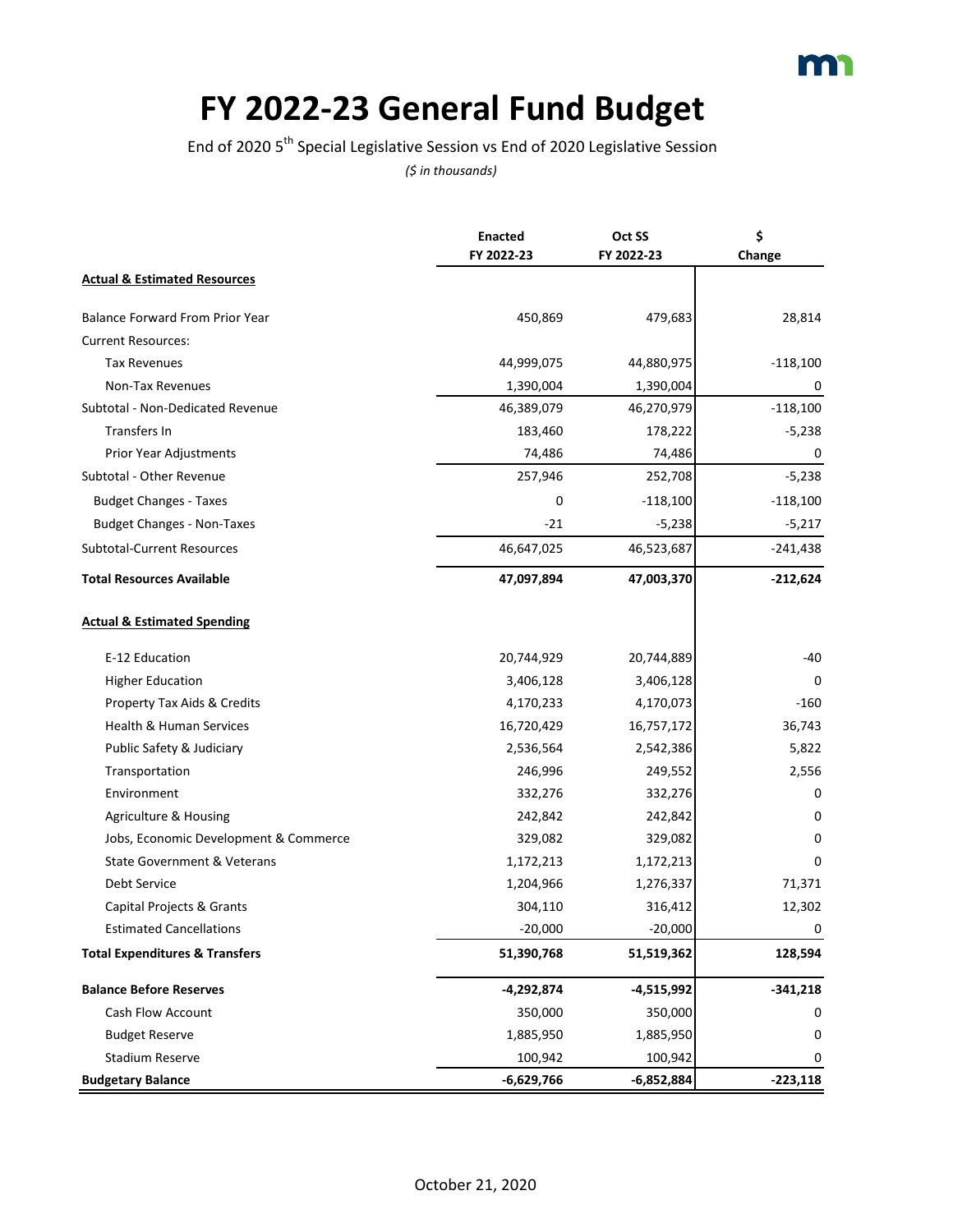# FY 2022-23 General Fund Budget

End of 2020 5th Special Legislative Session vs End of 2020 Legislative Session

*($ in thousands)*

| | Enacted FY 2022-23 | Oct SS FY 2022-23 | $ Change |
|---|---|---|---|
| **Actual & Estimated Resources** | | | |
| Balance Forward From Prior Year | 450,869 | 479,683 | 28,814 |
| Current Resources: | | | |
| Tax Revenues | 44,999,075 | 44,880,975 | -118,100 |
| Non-Tax Revenues | 1,390,004 | 1,390,004 | 0 |
| Subtotal - Non-Dedicated Revenue | 46,389,079 | 46,270,979 | -118,100 |
| Transfers In | 183,460 | 178,222 | -5,238 |
| Prior Year Adjustments | 74,486 | 74,486 | 0 |
| Subtotal - Other Revenue | 257,946 | 252,708 | -5,238 |
| Budget Changes - Taxes | 0 | -118,100 | -118,100 |
| Budget Changes - Non-Taxes | -21 | -5,238 | -5,217 |
| Subtotal-Current Resources | 46,647,025 | 46,523,687 | -241,438 |
| **Total Resources Available** | **47,097,894** | **47,003,370** | **-212,624** |
| **Actual & Estimated Spending** | | | |
| E-12 Education | 20,744,929 | 20,744,889 | -40 |
| Higher Education | 3,406,128 | 3,406,128 | 0 |
| Property Tax Aids & Credits | 4,170,233 | 4,170,073 | -160 |
| Health & Human Services | 16,720,429 | 16,757,172 | 36,743 |
| Public Safety & Judiciary | 2,536,564 | 2,542,386 | 5,822 |
| Transportation | 246,996 | 249,552 | 2,556 |
| Environment | 332,276 | 332,276 | 0 |
| Agriculture & Housing | 242,842 | 242,842 | 0 |
| Jobs, Economic Development & Commerce | 329,082 | 329,082 | 0 |
| State Government & Veterans | 1,172,213 | 1,172,213 | 0 |
| Debt Service | 1,204,966 | 1,276,337 | 71,371 |
| Capital Projects & Grants | 304,110 | 316,412 | 12,302 |
| Estimated Cancellations | -20,000 | -20,000 | 0 |
| **Total Expenditures & Transfers** | **51,390,768** | **51,519,362** | **128,594** |
| **Balance Before Reserves** | **-4,292,874** | **-4,515,992** | **-341,218** |
| Cash Flow Account | 350,000 | 350,000 | 0 |
| Budget Reserve | 1,885,950 | 1,885,950 | 0 |
| Stadium Reserve | 100,942 | 100,942 | 0 |
| **Budgetary Balance** | **-6,629,766** | **-6,852,884** | **-223,118** |

October 21, 2020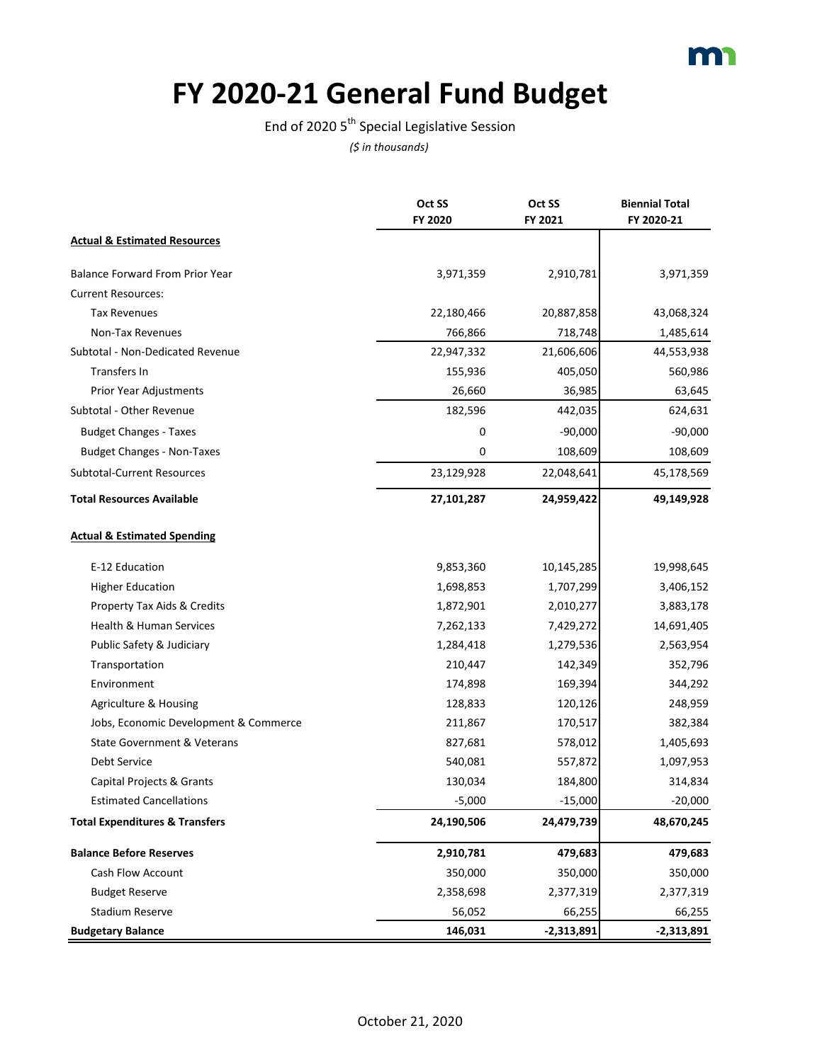# FY 2020-21 General Fund Budget

End of 2020 5th Special Legislative Session

*($ in thousands)*

| | Oct SS FY 2020 | Oct SS FY 2021 | Biennial Total FY 2020-21 |
|---|---|---|---|
| **Actual & Estimated Resources** | | | |
| Balance Forward From Prior Year | 3,971,359 | 2,910,781 | 3,971,359 |
| Current Resources: | | | |
| Tax Revenues | 22,180,466 | 20,887,858 | 43,068,324 |
| Non-Tax Revenues | 766,866 | 718,748 | 1,485,614 |
| Subtotal - Non-Dedicated Revenue | 22,947,332 | 21,606,606 | 44,553,938 |
| Transfers In | 155,936 | 405,050 | 560,986 |
| Prior Year Adjustments | 26,660 | 36,985 | 63,645 |
| Subtotal - Other Revenue | 182,596 | 442,035 | 624,631 |
| Budget Changes - Taxes | 0 | -90,000 | -90,000 |
| Budget Changes - Non-Taxes | 0 | 108,609 | 108,609 |
| Subtotal-Current Resources | 23,129,928 | 22,048,641 | 45,178,569 |
| **Total Resources Available** | **27,101,287** | **24,959,422** | **49,149,928** |
| **Actual & Estimated Spending** | | | |
| E-12 Education | 9,853,360 | 10,145,285 | 19,998,645 |
| Higher Education | 1,698,853 | 1,707,299 | 3,406,152 |
| Property Tax Aids & Credits | 1,872,901 | 2,010,277 | 3,883,178 |
| Health & Human Services | 7,262,133 | 7,429,272 | 14,691,405 |
| Public Safety & Judiciary | 1,284,418 | 1,279,536 | 2,563,954 |
| Transportation | 210,447 | 142,349 | 352,796 |
| Environment | 174,898 | 169,394 | 344,292 |
| Agriculture & Housing | 128,833 | 120,126 | 248,959 |
| Jobs, Economic Development & Commerce | 211,867 | 170,517 | 382,384 |
| State Government & Veterans | 827,681 | 578,012 | 1,405,693 |
| Debt Service | 540,081 | 557,872 | 1,097,953 |
| Capital Projects & Grants | 130,034 | 184,800 | 314,834 |
| Estimated Cancellations | -5,000 | -15,000 | -20,000 |
| **Total Expenditures & Transfers** | **24,190,506** | **24,479,739** | **48,670,245** |
| **Balance Before Reserves** | **2,910,781** | **479,683** | **479,683** |
| Cash Flow Account | 350,000 | 350,000 | 350,000 |
| Budget Reserve | 2,358,698 | 2,377,319 | 2,377,319 |
| Stadium Reserve | 56,052 | 66,255 | 66,255 |
| **Budgetary Balance** | **146,031** | **-2,313,891** | **-2,313,891** |

October 21, 2020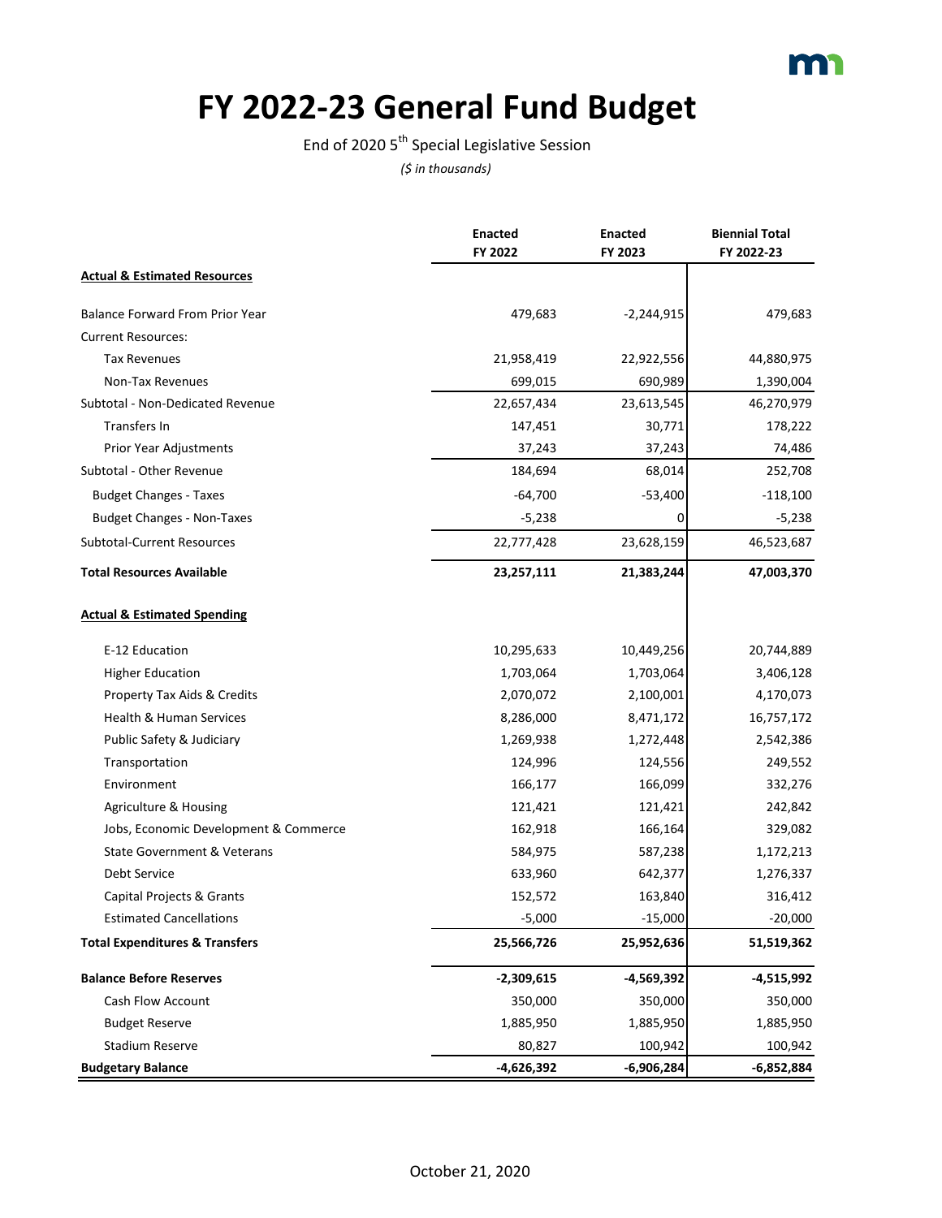# FY 2022-23 General Fund Budget

End of 2020 5th Special Legislative Session

*($ in thousands)*

| | Enacted FY 2022 | Enacted FY 2023 | Biennial Total FY 2022-23 |
|---|---|---|---|
| **Actual & Estimated Resources** | | | |
| Balance Forward From Prior Year | 479,683 | -2,244,915 | 479,683 |
| Current Resources: | | | |
| Tax Revenues | 21,958,419 | 22,922,556 | 44,880,975 |
| Non-Tax Revenues | 699,015 | 690,989 | 1,390,004 |
| Subtotal - Non-Dedicated Revenue | 22,657,434 | 23,613,545 | 46,270,979 |
| Transfers In | 147,451 | 30,771 | 178,222 |
| Prior Year Adjustments | 37,243 | 37,243 | 74,486 |
| Subtotal - Other Revenue | 184,694 | 68,014 | 252,708 |
| Budget Changes - Taxes | -64,700 | -53,400 | -118,100 |
| Budget Changes - Non-Taxes | -5,238 | 0 | -5,238 |
| Subtotal-Current Resources | 22,777,428 | 23,628,159 | 46,523,687 |
| **Total Resources Available** | **23,257,111** | **21,383,244** | **47,003,370** |
| **Actual & Estimated Spending** | | | |
| E-12 Education | 10,295,633 | 10,449,256 | 20,744,889 |
| Higher Education | 1,703,064 | 1,703,064 | 3,406,128 |
| Property Tax Aids & Credits | 2,070,072 | 2,100,001 | 4,170,073 |
| Health & Human Services | 8,286,000 | 8,471,172 | 16,757,172 |
| Public Safety & Judiciary | 1,269,938 | 1,272,448 | 2,542,386 |
| Transportation | 124,996 | 124,556 | 249,552 |
| Environment | 166,177 | 166,099 | 332,276 |
| Agriculture & Housing | 121,421 | 121,421 | 242,842 |
| Jobs, Economic Development & Commerce | 162,918 | 166,164 | 329,082 |
| State Government & Veterans | 584,975 | 587,238 | 1,172,213 |
| Debt Service | 633,960 | 642,377 | 1,276,337 |
| Capital Projects & Grants | 152,572 | 163,840 | 316,412 |
| Estimated Cancellations | -5,000 | -15,000 | -20,000 |
| **Total Expenditures & Transfers** | **25,566,726** | **25,952,636** | **51,519,362** |
| **Balance Before Reserves** | **-2,309,615** | **-4,569,392** | **-4,515,992** |
| Cash Flow Account | 350,000 | 350,000 | 350,000 |
| Budget Reserve | 1,885,950 | 1,885,950 | 1,885,950 |
| Stadium Reserve | 80,827 | 100,942 | 100,942 |
| **Budgetary Balance** | **-4,626,392** | **-6,906,284** | **-6,852,884** |

October 21, 2020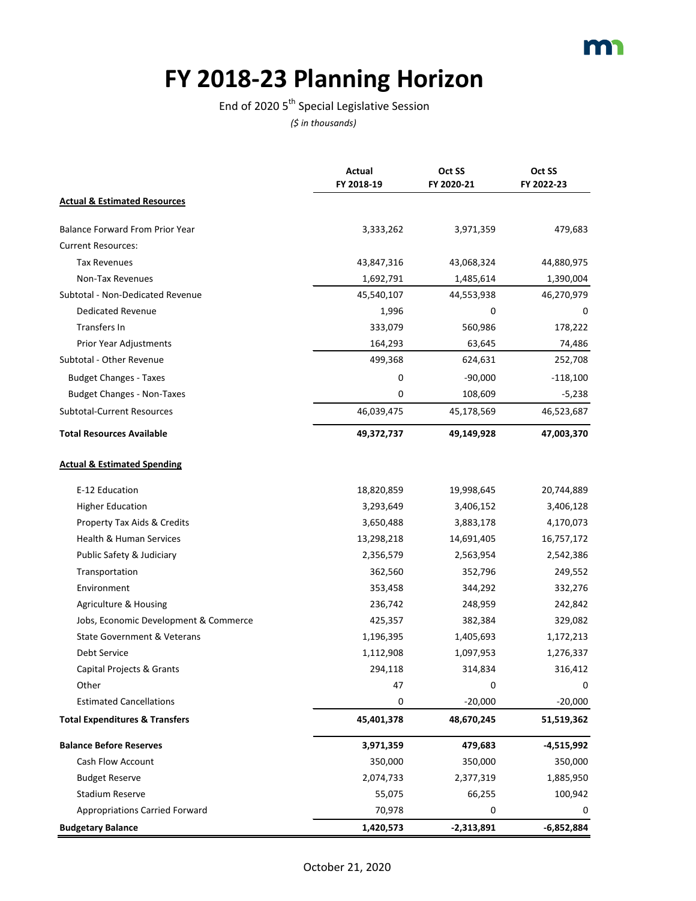# FY 2018-23 Planning Horizon

End of 2020 5th Special Legislative Session

*($ in thousands)*

| | Actual FY 2018-19 | Oct SS FY 2020-21 | Oct SS FY 2022-23 |
|---|---|---|---|
| **Actual & Estimated Resources** | | | |
| Balance Forward From Prior Year | 3,333,262 | 3,971,359 | 479,683 |
| Current Resources: | | | |
| Tax Revenues | 43,847,316 | 43,068,324 | 44,880,975 |
| Non-Tax Revenues | 1,692,791 | 1,485,614 | 1,390,004 |
| Subtotal - Non-Dedicated Revenue | 45,540,107 | 44,553,938 | 46,270,979 |
| Dedicated Revenue | 1,996 | 0 | 0 |
| Transfers In | 333,079 | 560,986 | 178,222 |
| Prior Year Adjustments | 164,293 | 63,645 | 74,486 |
| Subtotal - Other Revenue | 499,368 | 624,631 | 252,708 |
| Budget Changes - Taxes | 0 | -90,000 | -118,100 |
| Budget Changes - Non-Taxes | 0 | 108,609 | -5,238 |
| Subtotal-Current Resources | 46,039,475 | 45,178,569 | 46,523,687 |
| **Total Resources Available** | **49,372,737** | **49,149,928** | **47,003,370** |
| **Actual & Estimated Spending** | | | |
| E-12 Education | 18,820,859 | 19,998,645 | 20,744,889 |
| Higher Education | 3,293,649 | 3,406,152 | 3,406,128 |
| Property Tax Aids & Credits | 3,650,488 | 3,883,178 | 4,170,073 |
| Health & Human Services | 13,298,218 | 14,691,405 | 16,757,172 |
| Public Safety & Judiciary | 2,356,579 | 2,563,954 | 2,542,386 |
| Transportation | 362,560 | 352,796 | 249,552 |
| Environment | 353,458 | 344,292 | 332,276 |
| Agriculture & Housing | 236,742 | 248,959 | 242,842 |
| Jobs, Economic Development & Commerce | 425,357 | 382,384 | 329,082 |
| State Government & Veterans | 1,196,395 | 1,405,693 | 1,172,213 |
| Debt Service | 1,112,908 | 1,097,953 | 1,276,337 |
| Capital Projects & Grants | 294,118 | 314,834 | 316,412 |
| Other | 47 | 0 | 0 |
| Estimated Cancellations | 0 | -20,000 | -20,000 |
| **Total Expenditures & Transfers** | **45,401,378** | **48,670,245** | **51,519,362** |
| **Balance Before Reserves** | **3,971,359** | **479,683** | **-4,515,992** |
| Cash Flow Account | 350,000 | 350,000 | 350,000 |
| Budget Reserve | 2,074,733 | 2,377,319 | 1,885,950 |
| Stadium Reserve | 55,075 | 66,255 | 100,942 |
| Appropriations Carried Forward | 70,978 | 0 | 0 |
| **Budgetary Balance** | **1,420,573** | **-2,313,891** | **-6,852,884** |

October 21, 2020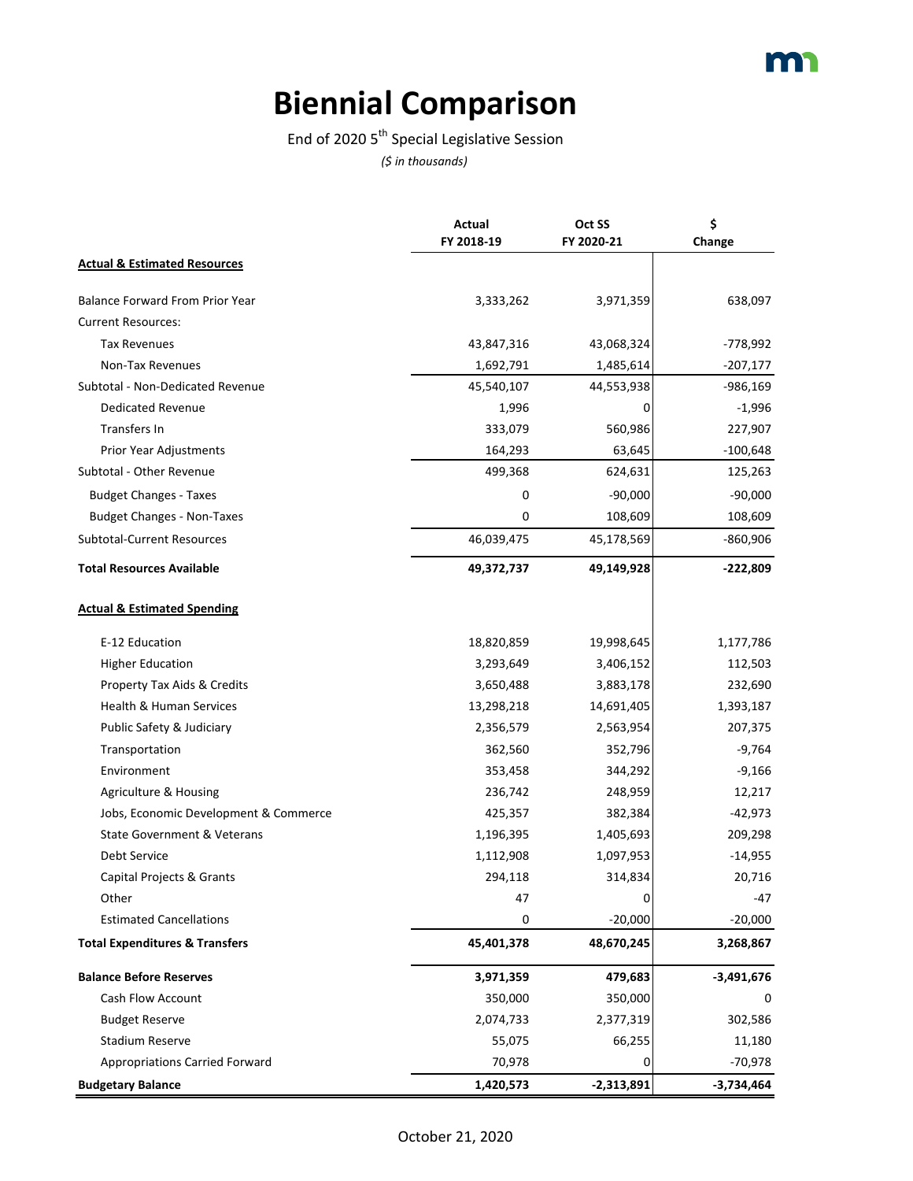# Biennial Comparison

End of 2020 5th Special Legislative Session

*($ in thousands)*

| | Actual FY 2018-19 | Oct SS FY 2020-21 | $ Change |
|---|---|---|---|
| **Actual & Estimated Resources** | | | |
| Balance Forward From Prior Year | 3,333,262 | 3,971,359 | 638,097 |
| Current Resources: | | | |
| Tax Revenues | 43,847,316 | 43,068,324 | -778,992 |
| Non-Tax Revenues | 1,692,791 | 1,485,614 | -207,177 |
| Subtotal - Non-Dedicated Revenue | 45,540,107 | 44,553,938 | -986,169 |
| Dedicated Revenue | 1,996 | 0 | -1,996 |
| Transfers In | 333,079 | 560,986 | 227,907 |
| Prior Year Adjustments | 164,293 | 63,645 | -100,648 |
| Subtotal - Other Revenue | 499,368 | 624,631 | 125,263 |
| Budget Changes - Taxes | 0 | -90,000 | -90,000 |
| Budget Changes - Non-Taxes | 0 | 108,609 | 108,609 |
| Subtotal-Current Resources | 46,039,475 | 45,178,569 | -860,906 |
| **Total Resources Available** | **49,372,737** | **49,149,928** | **-222,809** |
| **Actual & Estimated Spending** | | | |
| E-12 Education | 18,820,859 | 19,998,645 | 1,177,786 |
| Higher Education | 3,293,649 | 3,406,152 | 112,503 |
| Property Tax Aids & Credits | 3,650,488 | 3,883,178 | 232,690 |
| Health & Human Services | 13,298,218 | 14,691,405 | 1,393,187 |
| Public Safety & Judiciary | 2,356,579 | 2,563,954 | 207,375 |
| Transportation | 362,560 | 352,796 | -9,764 |
| Environment | 353,458 | 344,292 | -9,166 |
| Agriculture & Housing | 236,742 | 248,959 | 12,217 |
| Jobs, Economic Development & Commerce | 425,357 | 382,384 | -42,973 |
| State Government & Veterans | 1,196,395 | 1,405,693 | 209,298 |
| Debt Service | 1,112,908 | 1,097,953 | -14,955 |
| Capital Projects & Grants | 294,118 | 314,834 | 20,716 |
| Other | 47 | 0 | -47 |
| Estimated Cancellations | 0 | -20,000 | -20,000 |
| **Total Expenditures & Transfers** | **45,401,378** | **48,670,245** | **3,268,867** |
| **Balance Before Reserves** | **3,971,359** | **479,683** | **-3,491,676** |
| Cash Flow Account | 350,000 | 350,000 | 0 |
| Budget Reserve | 2,074,733 | 2,377,319 | 302,586 |
| Stadium Reserve | 55,075 | 66,255 | 11,180 |
| Appropriations Carried Forward | 70,978 | 0 | -70,978 |
| **Budgetary Balance** | **1,420,573** | **-2,313,891** | **-3,734,464** |

October 21, 2020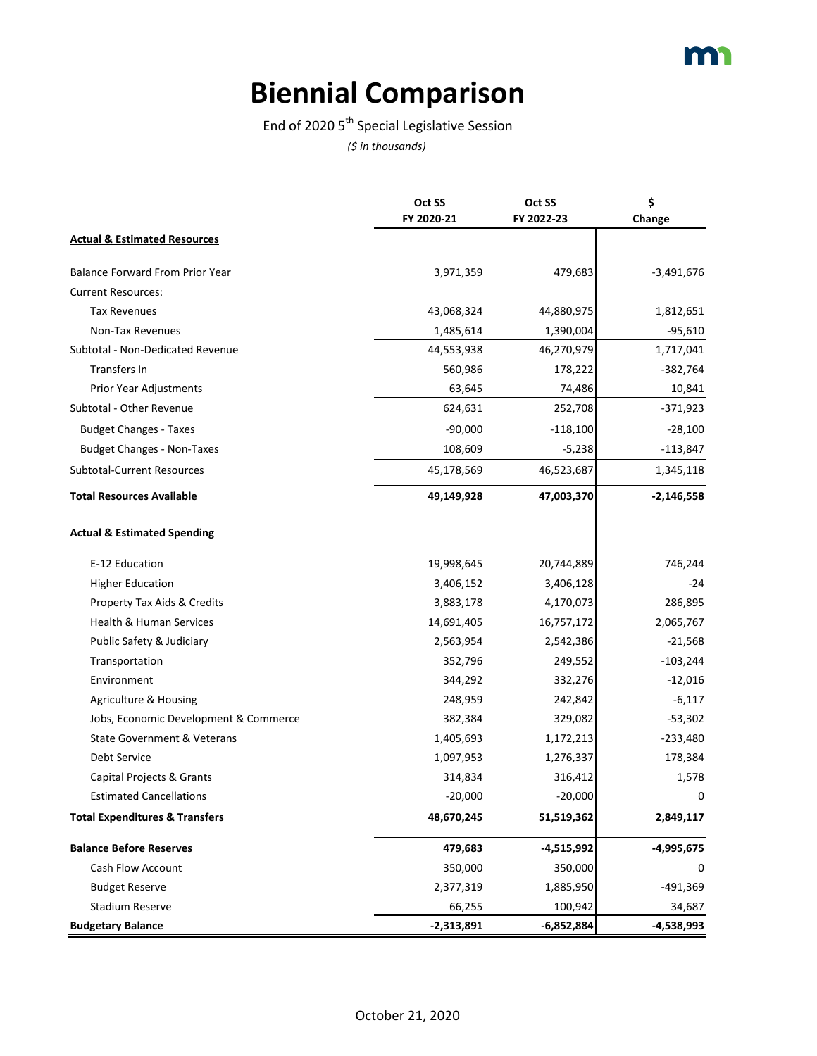# Biennial Comparison

End of 2020 5th Special Legislative Session

*($ in thousands)*

| | Oct SS FY 2020-21 | Oct SS FY 2022-23 | $ Change |
|---|---|---|---|
| **Actual & Estimated Resources** | | | |
| Balance Forward From Prior Year | 3,971,359 | 479,683 | -3,491,676 |
| Current Resources: | | | |
| Tax Revenues | 43,068,324 | 44,880,975 | 1,812,651 |
| Non-Tax Revenues | 1,485,614 | 1,390,004 | -95,610 |
| Subtotal - Non-Dedicated Revenue | 44,553,938 | 46,270,979 | 1,717,041 |
| Transfers In | 560,986 | 178,222 | -382,764 |
| Prior Year Adjustments | 63,645 | 74,486 | 10,841 |
| Subtotal - Other Revenue | 624,631 | 252,708 | -371,923 |
| Budget Changes - Taxes | -90,000 | -118,100 | -28,100 |
| Budget Changes - Non-Taxes | 108,609 | -5,238 | -113,847 |
| Subtotal-Current Resources | 45,178,569 | 46,523,687 | 1,345,118 |
| **Total Resources Available** | **49,149,928** | **47,003,370** | **-2,146,558** |
| **Actual & Estimated Spending** | | | |
| E-12 Education | 19,998,645 | 20,744,889 | 746,244 |
| Higher Education | 3,406,152 | 3,406,128 | -24 |
| Property Tax Aids & Credits | 3,883,178 | 4,170,073 | 286,895 |
| Health & Human Services | 14,691,405 | 16,757,172 | 2,065,767 |
| Public Safety & Judiciary | 2,563,954 | 2,542,386 | -21,568 |
| Transportation | 352,796 | 249,552 | -103,244 |
| Environment | 344,292 | 332,276 | -12,016 |
| Agriculture & Housing | 248,959 | 242,842 | -6,117 |
| Jobs, Economic Development & Commerce | 382,384 | 329,082 | -53,302 |
| State Government & Veterans | 1,405,693 | 1,172,213 | -233,480 |
| Debt Service | 1,097,953 | 1,276,337 | 178,384 |
| Capital Projects & Grants | 314,834 | 316,412 | 1,578 |
| Estimated Cancellations | -20,000 | -20,000 | 0 |
| **Total Expenditures & Transfers** | **48,670,245** | **51,519,362** | **2,849,117** |
| **Balance Before Reserves** | **479,683** | **-4,515,992** | **-4,995,675** |
| Cash Flow Account | 350,000 | 350,000 | 0 |
| Budget Reserve | 2,377,319 | 1,885,950 | -491,369 |
| Stadium Reserve | 66,255 | 100,942 | 34,687 |
| **Budgetary Balance** | **-2,313,891** | **-6,852,884** | **-4,538,993** |

October 21, 2020